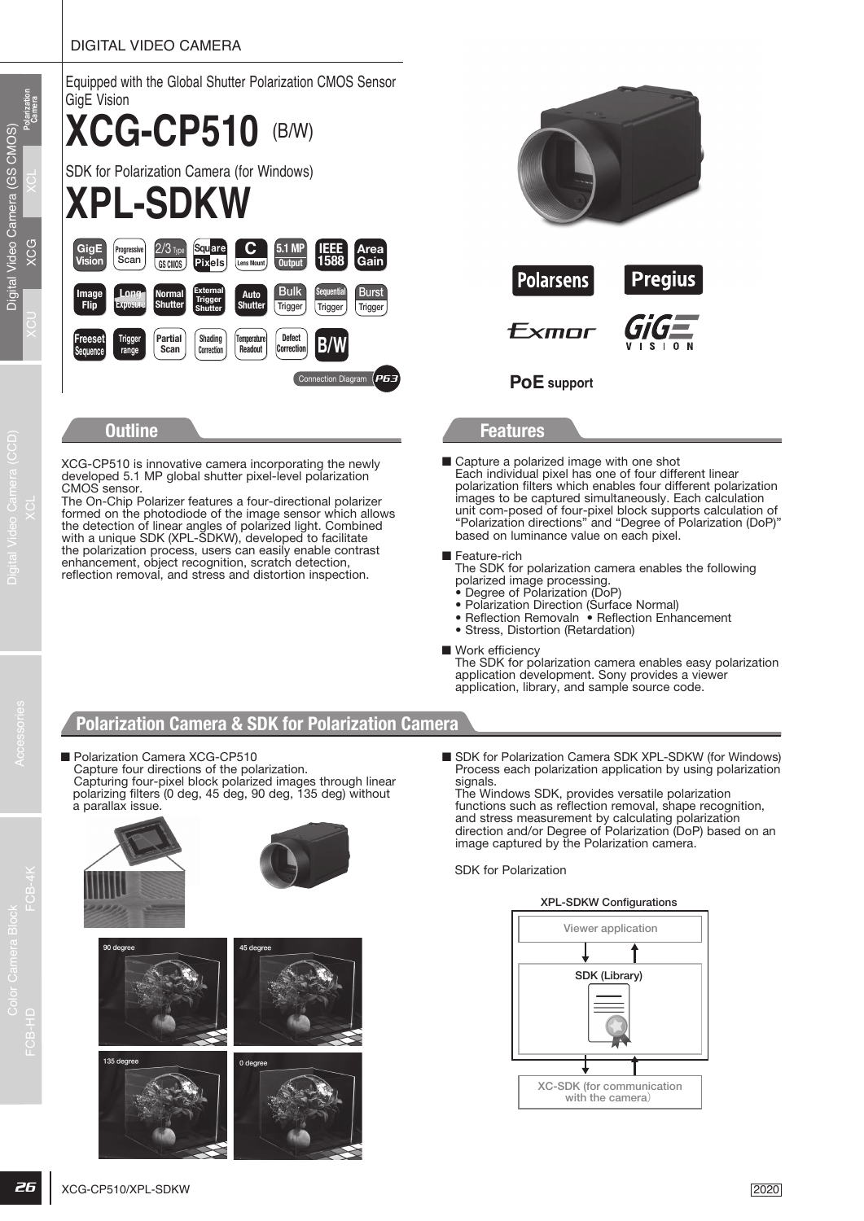DIGITAL VIDEO CAMERA

Equipped with the Global Shutter Polarization CMOS Sensor
GigE Vision

# XCG-CP510 (B/W)

SDK for Polarization Camera (for Windows)

# XPL-SDKW

GigE Vision | Progressive Scan | 2/3 Type GS CMOS | Square Pixels | C Lens Mount | 5.1 MP Output | IEEE 1588 | Area Gain | Image Flip | Long Exposure | Normal Shutter | External Trigger Shutter | Auto Shutter | Bulk Trigger | Sequential Trigger | Burst Trigger | Freeset Sequence | Trigger range | Partial Scan | Shading Correction | Temperature Readout | Defect Correction | B/W

Connection Diagram P63

Polarsens | Pregius | Exmor | GigE VISION

PoE support

## Outline

XCG-CP510 is innovative camera incorporating the newly developed 5.1 MP global shutter pixel-level polarization CMOS sensor.
The On-Chip Polarizer features a four-directional polarizer formed on the photodiode of the image sensor which allows the detection of linear angles of polarized light. Combined with a unique SDK (XPL-SDKW), developed to facilitate the polarization process, users can easily enable contrast enhancement, object recognition, scratch detection, reflection removal, and stress and distortion inspection.

## Features

■ Capture a polarized image with one shot
Each individual pixel has one of four different linear polarization filters which enables four different polarization images to be captured simultaneously. Each calculation unit com-posed of four-pixel block supports calculation of "Polarization directions" and "Degree of Polarization (DoP)" based on luminance value on each pixel.

■ Feature-rich
The SDK for polarization camera enables the following polarized image processing.
- Degree of Polarization (DoP)
- Polarization Direction (Surface Normal)
- Reflection Removaln
- Reflection Enhancement
- Stress, Distortion (Retardation)

■ Work efficiency
The SDK for polarization camera enables easy polarization application development. Sony provides a viewer application, library, and sample source code.

## Polarization Camera & SDK for Polarization Camera

■ Polarization Camera XCG-CP510
Capture four directions of the polarization.
Capturing four-pixel block polarized images through linear polarizing filters (0 deg, 45 deg, 90 deg, 135 deg) without a parallax issue.

90 degree | 45 degree | 135 degree | 0 degree

■ SDK for Polarization Camera SDK XPL-SDKW (for Windows)
Process each polarization application by using polarization signals.
The Windows SDK, provides versatile polarization functions such as reflection removal, shape recognition, and stress measurement by calculating polarization direction and/or Degree of Polarization (DoP) based on an image captured by the Polarization camera.

SDK for Polarization

XPL-SDKW Configurations

- Viewer application
- SDK (Library)
- XC-SDK (for communication with the camera)

XCG-CP510/XPL-SDKW

2020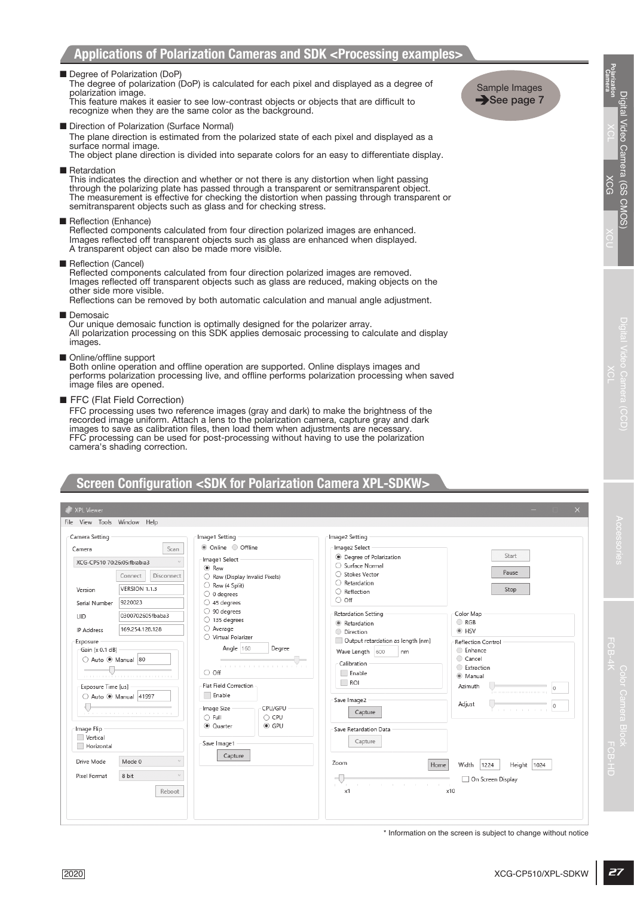## Applications of Polarization Cameras and SDK <Processing examples>

Sample Images ➔See page 7

- **Degree of Polarization (DoP)**
  The degree of polarization (DoP) is calculated for each pixel and displayed as a degree of polarization image.
  This feature makes it easier to see low-contrast objects or objects that are difficult to recognize when they are the same color as the background.

- **Direction of Polarization (Surface Normal)**
  The plane direction is estimated from the polarized state of each pixel and displayed as a surface normal image.
  The object plane direction is divided into separate colors for an easy to differentiate display.

- **Retardation**
  This indicates the direction and whether or not there is any distortion when light passing through the polarizing plate has passed through a transparent or semitransparent object.
  The measurement is effective for checking the distortion when passing through transparent or semitransparent objects such as glass and for checking stress.

- **Reflection (Enhance)**
  Reflected components calculated from four direction polarized images are enhanced.
  Images reflected off transparent objects such as glass are enhanced when displayed.
  A transparent object can also be made more visible.

- **Reflection (Cancel)**
  Reflected components calculated from four direction polarized images are removed.
  Images reflected off transparent objects such as glass are reduced, making objects on the other side more visible.
  Reflections can be removed by both automatic calculation and manual angle adjustment.

- **Demosaic**
  Our unique demosaic function is optimally designed for the polarizer array.
  All polarization processing on this SDK applies demosaic processing to calculate and display images.

- **Online/offline support**
  Both online operation and offline operation are supported. Online displays images and performs polarization processing live, and offline performs polarization processing when saved image files are opened.

- **FFC (Flat Field Correction)**
  FFC processing uses two reference images (gray and dark) to make the brightness of the recorded image uniform. Attach a lens to the polarization camera, capture gray and dark images to save as calibration files, then load them when adjustments are necessary.
  FFC processing can be used for post-processing without having to use the polarization camera's shading correction.

## Screen Configuration <SDK for Polarization Camera XPL-SDKW>

\* Information on the screen is subject to change without notice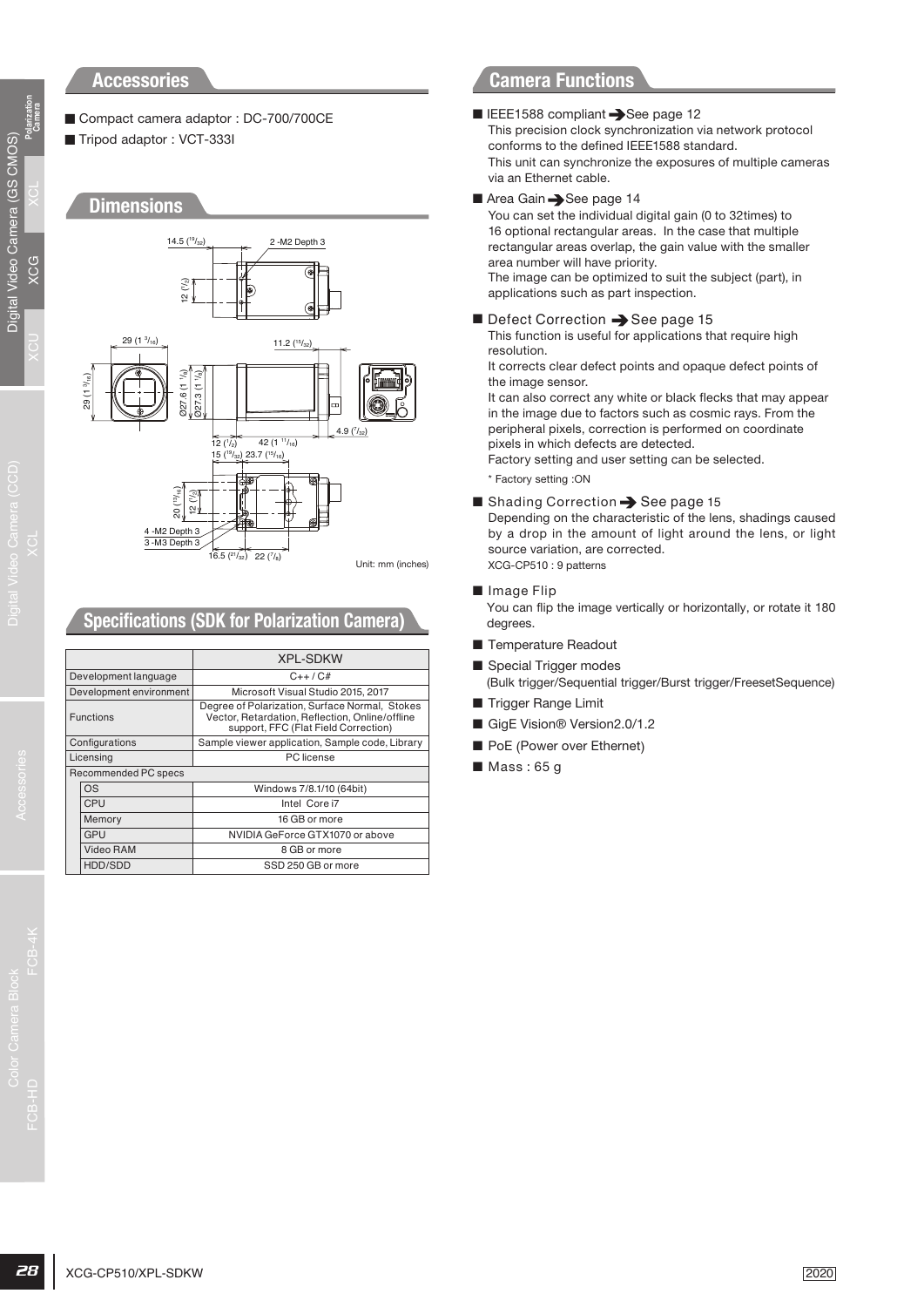## Accessories

- Compact camera adaptor : DC-700/700CE
- Tripod adaptor : VCT-333I

## Dimensions

14.5 (19/32) 2 -M2 Depth 3
12 (1/2)
29 (1 3/16) 11.2 (15/32)
29 (1 3/16) Ø27.6 (1 1/8) Ø27.3 (1 1/16)
4.9 (7/32)
12 (1/2) 42 (1 11/16)
15 (19/32) 23.7 (15/16)
20 (13/16) 12 (1/2)
4 -M2 Depth 3
3 -M3 Depth 3
16.5 (21/32) 22 (7/8)

Unit: mm (inches)

## Specifications (SDK for Polarization Camera)

| | | XPL-SDKW |
|---|---|---|
| Development language | | C++ / C# |
| Development environment | | Microsoft Visual Studio 2015, 2017 |
| Functions | | Degree of Polarization, Surface Normal, Stokes Vector, Retardation, Reflection, Online/offline support, FFC (Flat Field Correction) |
| Configurations | | Sample viewer application, Sample code, Library |
| Licensing | | PC license |
| Recommended PC specs | | |
| | OS | Windows 7/8.1/10 (64bit) |
| | CPU | Intel Core i7 |
| | Memory | 16 GB or more |
| | GPU | NVIDIA GeForce GTX1070 or above |
| | Video RAM | 8 GB or more |
| | HDD/SDD | SSD 250 GB or more |

## Camera Functions

- **IEEE1588 compliant** ➔ See page 12
  This precision clock synchronization via network protocol conforms to the defined IEEE1588 standard.
  This unit can synchronize the exposures of multiple cameras via an Ethernet cable.
- **Area Gain** ➔ See page 14
  You can set the individual digital gain (0 to 32times) to 16 optional rectangular areas. In the case that multiple rectangular areas overlap, the gain value with the smaller area number will have priority.
  The image can be optimized to suit the subject (part), in applications such as part inspection.
- **Defect Correction** ➔ See page 15
  This function is useful for applications that require high resolution.
  It corrects clear defect points and opaque defect points of the image sensor.
  It can also correct any white or black flecks that may appear in the image due to factors such as cosmic rays. From the peripheral pixels, correction is performed on coordinate pixels in which defects are detected.
  Factory setting and user setting can be selected.
  * Factory setting :ON
- **Shading Correction** ➔ See page 15
  Depending on the characteristic of the lens, shadings caused by a drop in the amount of light around the lens, or light source variation, are corrected.
  XCG-CP510 : 9 patterns
- **Image Flip**
  You can flip the image vertically or horizontally, or rotate it 180 degrees.
- **Temperature Readout**
- **Special Trigger modes**
  (Bulk trigger/Sequential trigger/Burst trigger/FreesetSequence)
- **Trigger Range Limit**
- **GigE Vision® Version2.0/1.2**
- **PoE (Power over Ethernet)**
- **Mass : 65 g**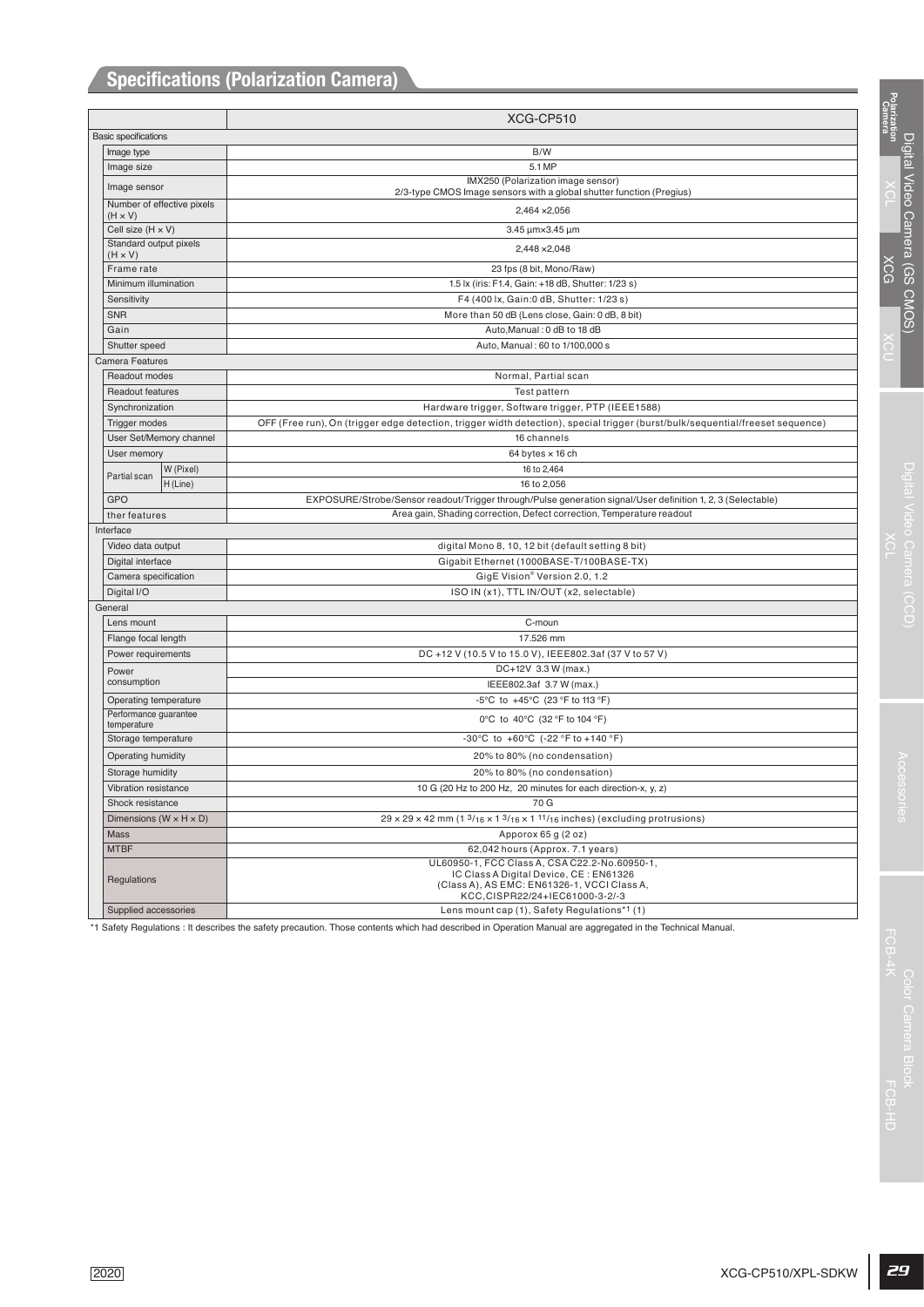## Specifications (Polarization Camera)

| | | XCG-CP510 |
|---|---|---|
| **Basic specifications** | | |
| Image type | | B/W |
| Image size | | 5.1 MP |
| Image sensor | | IMX250 (Polarization image sensor) 2/3-type CMOS Image sensors with a global shutter function (Pregius) |
| Number of effective pixels (H × V) | | 2,464 ×2,056 |
| Cell size (H × V) | | 3.45 µm×3.45 µm |
| Standard output pixels (H × V) | | 2,448 ×2,048 |
| Frame rate | | 23 fps (8 bit, Mono/Raw) |
| Minimum illumination | | 1.5 lx (iris: F1.4, Gain: +18 dB, Shutter: 1/23 s) |
| Sensitivity | | F4 (400 lx, Gain:0 dB, Shutter: 1/23 s) |
| SNR | | More than 50 dB (Lens close, Gain: 0 dB, 8 bit) |
| Gain | | Auto,Manual : 0 dB to 18 dB |
| Shutter speed | | Auto, Manual : 60 to 1/100,000 s |
| **Camera Features** | | |
| Readout modes | | Normal, Partial scan |
| Readout features | | Test pattern |
| Synchronization | | Hardware trigger, Software trigger, PTP (IEEE1588) |
| Trigger modes | | OFF (Free run), On (trigger edge detection, trigger width detection), special trigger (burst/bulk/sequential/freeset sequence) |
| User Set/Memory channel | | 16 channels |
| User memory | | 64 bytes × 16 ch |
| Partial scan | W (Pixel) | 16 to 2,464 |
| | H (Line) | 16 to 2,056 |
| GPO | | EXPOSURE/Strobe/Sensor readout/Trigger through/Pulse generation signal/User definition 1, 2, 3 (Selectable) |
| ther features | | Area gain, Shading correction, Defect correction, Temperature readout |
| **Interface** | | |
| Video data output | | digital Mono 8, 10, 12 bit (default setting 8 bit) |
| Digital interface | | Gigabit Ethernet (1000BASE-T/100BASE-TX) |
| Camera specification | | GigE Vision® Version 2.0, 1.2 |
| Digital I/O | | ISO IN (x1), TTL IN/OUT (x2, selectable) |
| **General** | | |
| Lens mount | | C-moun |
| Flange focal length | | 17.526 mm |
| Power requirements | | DC +12 V (10.5 V to 15.0 V), IEEE802.3af (37 V to 57 V) |
| Power consumption | | DC+12V 3.3 W (max.) |
| | | IEEE802.3af 3.7 W (max.) |
| Operating temperature | | -5°C to +45°C (23 °F to 113 °F) |
| Performance guarantee temperature | | 0°C to 40°C (32 °F to 104 °F) |
| Storage temperature | | -30°C to +60°C (-22 °F to +140 °F) |
| Operating humidity | | 20% to 80% (no condensation) |
| Storage humidity | | 20% to 80% (no condensation) |
| Vibration resistance | | 10 G (20 Hz to 200 Hz, 20 minutes for each direction-x, y, z) |
| Shock resistance | | 70 G |
| Dimensions (W × H × D) | | 29 × 29 × 42 mm (1 3/16 × 1 3/16 × 1 11/16 inches) (excluding protrusions) |
| Mass | | Apporox 65 g (2 oz) |
| MTBF | | 62,042 hours (Approx. 7.1 years) |
| Regulations | | UL60950-1, FCC Class A, CSA C22.2-No.60950-1, IC Class A Digital Device, CE : EN61326 (Class A), AS EMC: EN61326-1, VCCI Class A, KCC,CISPR22/24+IEC61000-3-2/-3 |
| Supplied accessories | | Lens mount cap (1), Safety Regulations*1 (1) |

*1 Safety Regulations : It describes the safety precaution. Those contents which had described in Operation Manual are aggregated in the Technical Manual.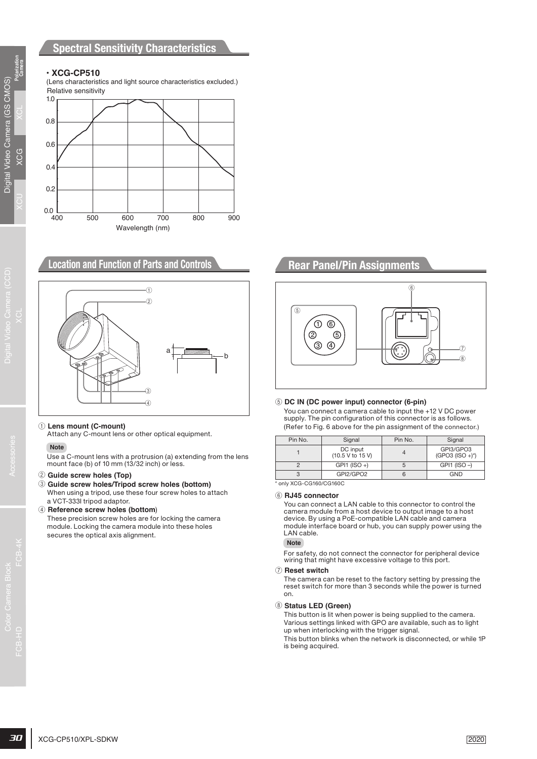## Spectral Sensitivity Characteristics

• **XCG-CP510**

(Lens characteristics and light source characteristics excluded.)

## Location and Function of Parts and Controls

① **Lens mount (C-mount)**
Attach any C-mount lens or other optical equipment.

**Note**

Use a C-mount lens with a protrusion (a) extending from the lens mount face (b) of 10 mm (13/32 inch) or less.

② **Guide screw holes (Top)**

③ **Guide screw holes/Tripod screw holes (bottom)**
When using a tripod, use these four screw holes to attach a VCT-333I tripod adaptor.

④ **Reference screw holes (bottom)**
These precision screw holes are for locking the camera module. Locking the camera module into these holes secures the optical axis alignment.

## Rear Panel/Pin Assignments

⑤ **DC IN (DC power input) connector (6-pin)**
You can connect a camera cable to input the +12 V DC power supply. The pin configuration of this connector is as follows. (Refer to Fig. 6 above for the pin assignment of the connector.)

| Pin No. | Signal | Pin No. | Signal |
|---|---|---|---|
| 1 | DC input (10.5 V to 15 V) | 4 | GPI3/GPO3 (GPO3 (ISO +)*) |
| 2 | GPI1 (ISO +) | 5 | GPI1 (ISO –) |
| 3 | GPI2/GPO2 | 6 | GND |

\* only XCG-CG160/CG160C

⑥ **RJ45 connector**
You can connect a LAN cable to this connector to control the camera module from a host device to output image to a host device. By using a PoE-compatible LAN cable and camera module interface board or hub, you can supply power using the LAN cable.

**Note**

For safety, do not connect the connector for peripheral device wiring that might have excessive voltage to this port.

⑦ **Reset switch**
The camera can be reset to the factory setting by pressing the reset switch for more than 3 seconds while the power is turned on.

⑧ **Status LED (Green)**
This button is lit when power is being supplied to the camera. Various settings linked with GPO are available, such as to light up when interlocking with the trigger signal.
This button blinks when the network is disconnected, or while 1P is being acquired.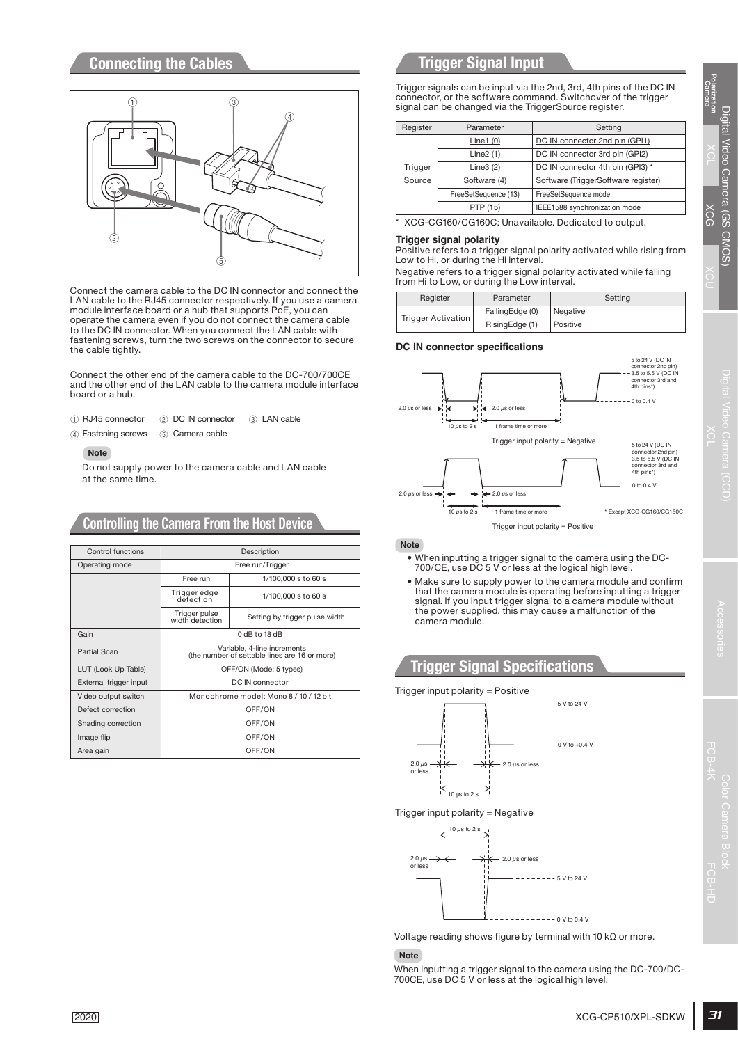## Connecting the Cables

Connect the camera cable to the DC IN connector and connect the LAN cable to the RJ45 connector respectively. If you use a camera module interface board or a hub that supports PoE, you can operate the camera even if you do not connect the camera cable to the DC IN connector. When you connect the LAN cable with fastening screws, turn the two screws on the connector to secure the cable tightly.

Connect the other end of the camera cable to the DC-700/700CE and the other end of the LAN cable to the camera module interface board or a hub.

① RJ45 connector ② DC IN connector ③ LAN cable
④ Fastening screws ⑤ Camera cable

**Note**

Do not supply power to the camera cable and LAN cable at the same time.

## Controlling the Camera From the Host Device

| Control functions | Description | |
|---|---|---|
| Operating mode | Free run/Trigger | |
| | Free run | 1/100,000 s to 60 s |
| | Trigger edge detection | 1/100,000 s to 60 s |
| | Trigger pulse width detection | Setting by trigger pulse width |
| Gain | 0 dB to 18 dB | |
| Partial Scan | Variable, 4-line increments (the number of settable lines are 16 or more) | |
| LUT (Look Up Table) | OFF/ON (Mode: 5 types) | |
| External trigger input | DC IN connector | |
| Video output switch | Monochrome model: Mono 8 / 10 / 12 bit | |
| Defect correction | OFF/ON | |
| Shading correction | OFF/ON | |
| Image flip | OFF/ON | |
| Area gain | OFF/ON | |

## Trigger Signal Input

Trigger signals can be input via the 2nd, 3rd, 4th pins of the DC IN connector, or the software command. Switchover of the trigger signal can be changed via the TriggerSource register.

| Register | Parameter | Setting |
|---|---|---|
| Trigger Source | Line1 (0) | DC IN connector 2nd pin (GPI1) |
| | Line2 (1) | DC IN connector 3rd pin (GPI2) |
| | Line3 (2) | DC IN connector 4th pin (GPI3) * |
| | Software (4) | Software (TriggerSoftware register) |
| | FreeSetSequence (13) | FreeSetSequence mode |
| | PTP (15) | IEEE1588 synchronization mode |

\* XCG-CG160/CG160C: Unavailable. Dedicated to output.

### Trigger signal polarity

Positive refers to a trigger signal polarity activated while rising from Low to Hi, or during the Hi interval.

Negative refers to a trigger signal polarity activated while falling from Hi to Low, or during the Low interval.

| Register | Parameter | Setting |
|---|---|---|
| Trigger Activation | FallingEdge (0) | Negative |
| | RisingEdge (1) | Positive |

### DC IN connector specifications

5 to 24 V (DC IN connector 2nd pin)
3.5 to 5.5 V (DC IN connector 3rd and 4th pins*)
0 to 0.4 V
2.0 μs or less
2.0 μs or less
10 μs to 2 s
1 frame time or more

Trigger input polarity = Negative

5 to 24 V (DC IN connector 2nd pin)
3.5 to 5.5 V (DC IN connector 3rd and 4th pins*)
0 to 0.4 V
2.0 μs or less
2.0 μs or less
10 μs to 2 s
1 frame time or more

\* Except XCG-CG160/CG160C

Trigger input polarity = Positive

**Note**

- When inputting a trigger signal to the camera using the DC-700/CE, use DC 5 V or less at the logical high level.
- Make sure to supply power to the camera module and confirm that the camera module is operating before inputting a trigger signal. If you input trigger signal to a camera module without the power supplied, this may cause a malfunction of the camera module.

## Trigger Signal Specifications

Trigger input polarity = Positive

5 V to 24 V
0 V to +0.4 V
2.0 μs or less
2.0 μs or less
10 μs to 2 s

Trigger input polarity = Negative

10 μs to 2 s
2.0 μs or less
2.0 μs or less
5 V to 24 V
0 V to 0.4 V

Voltage reading shows figure by terminal with 10 kΩ or more.

**Note**

When inputting a trigger signal to the camera using the DC-700/DC-700CE, use DC 5 V or less at the logical high level.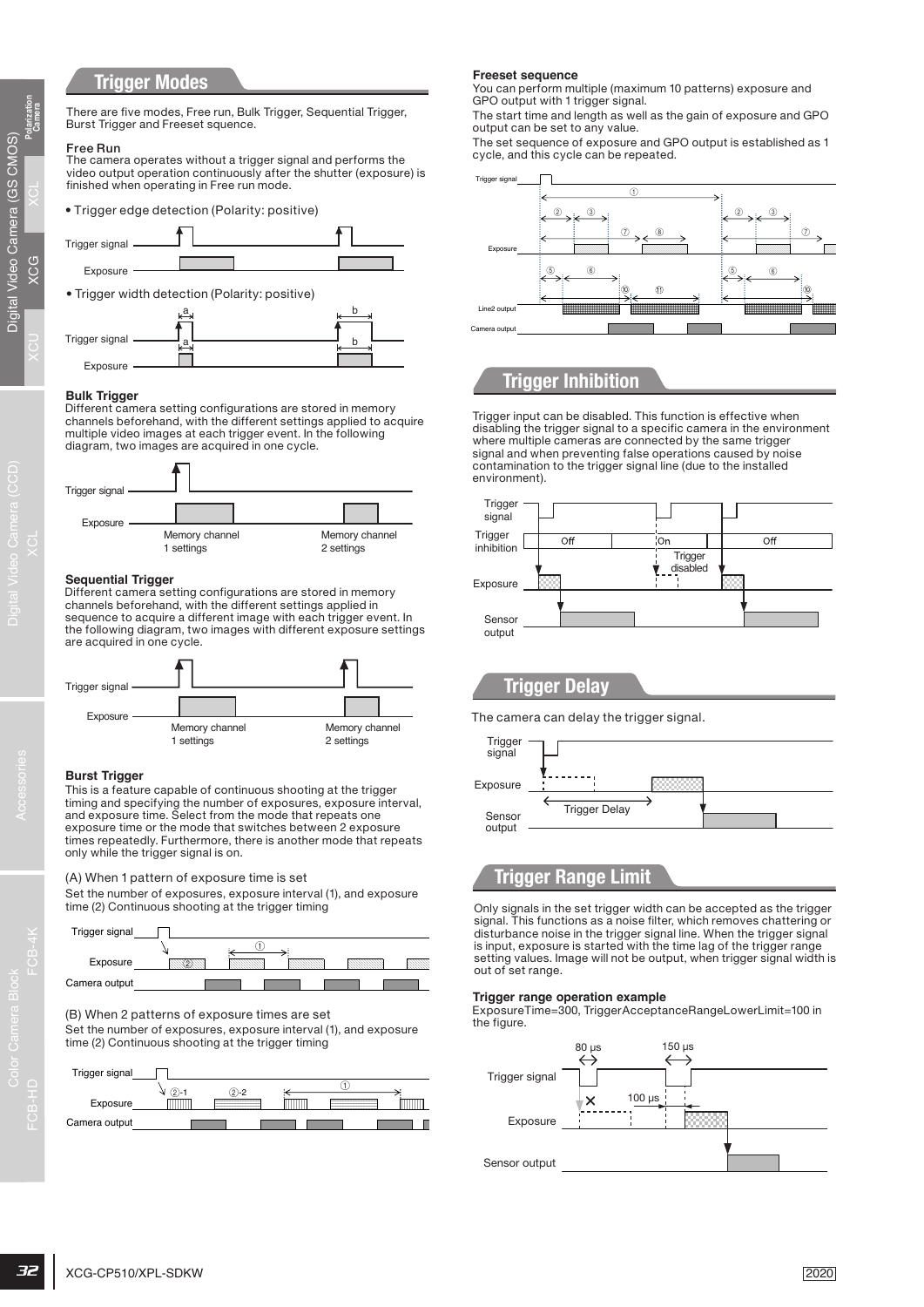## Trigger Modes

There are five modes, Free run, Bulk Trigger, Sequential Trigger, Burst Trigger and Freeset squence.

### Free Run

The camera operates without a trigger signal and performs the video output operation continuously after the shutter (exposure) is finished when operating in Free run mode.

- Trigger edge detection (Polarity: positive)

Trigger signal

Exposure

- Trigger width detection (Polarity: positive)

Trigger signal

Exposure

### Bulk Trigger

Different camera setting configurations are stored in memory channels beforehand, with the different settings applied to acquire multiple video images at each trigger event. In the following diagram, two images are acquired in one cycle.

Trigger signal

Exposure

Memory channel 1 settings

Memory channel 2 settings

### Sequential Trigger

Different camera setting configurations are stored in memory channels beforehand, with the different settings applied in sequence to acquire a different image with each trigger event. In the following diagram, two images with different exposure settings are acquired in one cycle.

Trigger signal

Exposure

Memory channel 1 settings

Memory channel 2 settings

### Burst Trigger

This is a feature capable of continuous shooting at the trigger timing and specifying the number of exposures, exposure interval, and exposure time. Select from the mode that repeats one exposure time or the mode that switches between 2 exposure times repeatedly. Furthermore, there is another mode that repeats only while the trigger signal is on.

(A) When 1 pattern of exposure time is set

Set the number of exposures, exposure interval (1), and exposure time (2) Continuous shooting at the trigger timing

Trigger signal

Exposure

Camera output

(B) When 2 patterns of exposure times are set

Set the number of exposures, exposure interval (1), and exposure time (2) Continuous shooting at the trigger timing

Trigger signal

Exposure

Camera output

### Freeset sequence

You can perform multiple (maximum 10 patterns) exposure and GPO output with 1 trigger signal.

The start time and length as well as the gain of exposure and GPO output can be set to any value.

The set sequence of exposure and GPO output is established as 1 cycle, and this cycle can be repeated.

Trigger signal

Exposure

Line2 output

Camera output

## Trigger Inhibition

Trigger input can be disabled. This function is effective when disabling the trigger signal to a specific camera in the environment where multiple cameras are connected by the same trigger signal and when preventing false operations caused by noise contamination to the trigger signal line (due to the installed environment).

Trigger signal

Trigger inhibition: Off / On / Off

Trigger disabled

Exposure

Sensor output

## Trigger Delay

The camera can delay the trigger signal.

Trigger signal

Exposure

Trigger Delay

Sensor output

## Trigger Range Limit

Only signals in the set trigger width can be accepted as the trigger signal. This functions as a noise filter, which removes chattering or disturbance noise in the trigger signal line. When the trigger signal is input, exposure is started with the time lag of the trigger range setting values. Image will not be output, when trigger signal width is out of set range.

### Trigger range operation example

ExposureTime=300, TriggerAcceptanceRangeLowerLimit=100 in the figure.

80 μs

150 μs

Trigger signal

100 μs

Exposure

Sensor output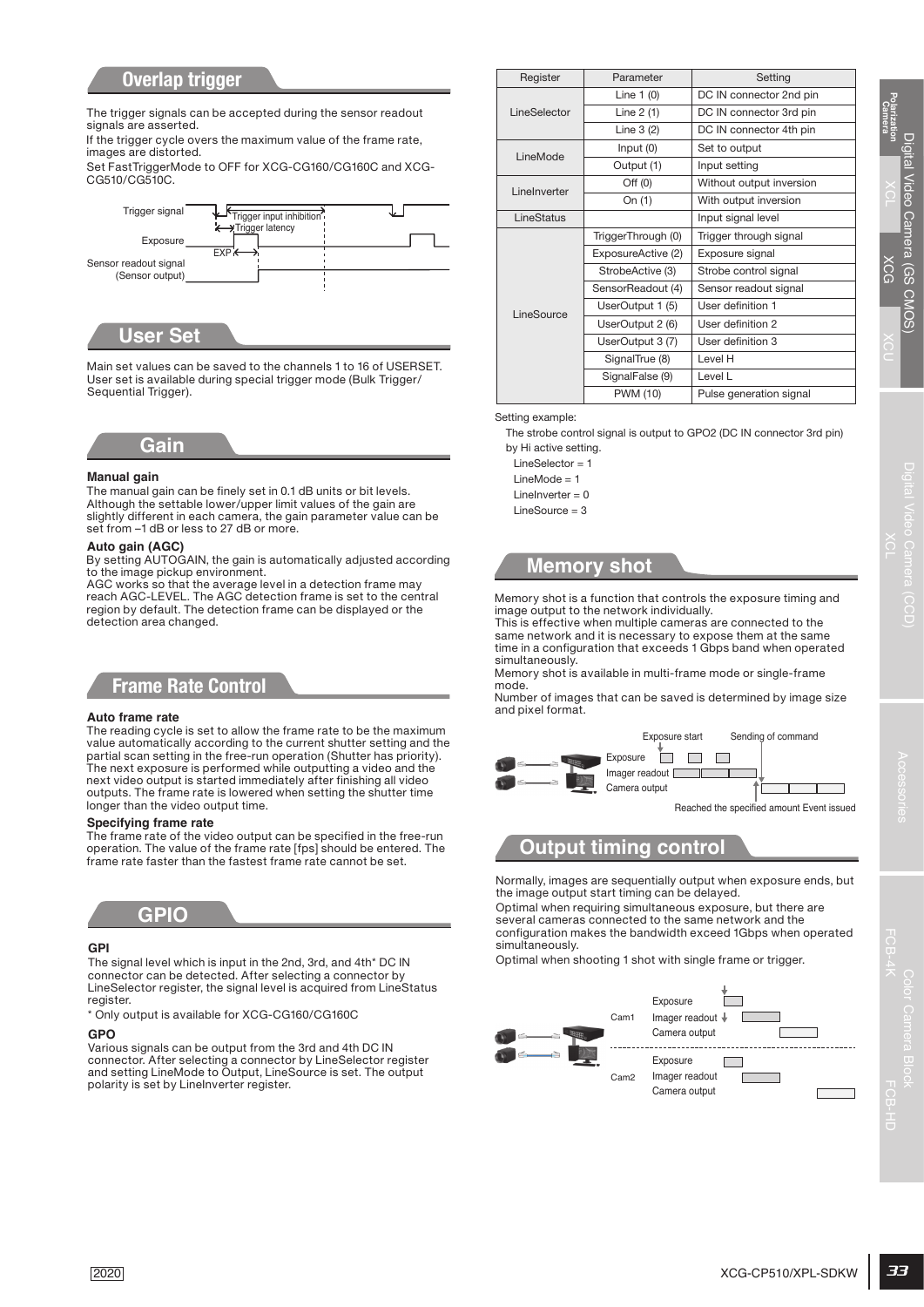## Overlap trigger

The trigger signals can be accepted during the sensor readout signals are asserted.
If the trigger cycle overs the maximum value of the frame rate, images are distorted.
Set FastTriggerMode to OFF for XCG-CG160/CG160C and XCG-CG510/CG510C.

Trigger signal
Trigger input inhibition
Trigger latency
Exposure
EXP
Sensor readout signal (Sensor output)

## User Set

Main set values can be saved to the channels 1 to 16 of USERSET. User set is available during special trigger mode (Bulk Trigger/ Sequential Trigger).

## Gain

**Manual gain**
The manual gain can be finely set in 0.1 dB units or bit levels. Although the settable lower/upper limit values of the gain are slightly different in each camera, the gain parameter value can be set from –1 dB or less to 27 dB or more.

**Auto gain (AGC)**
By setting AUTOGAIN, the gain is automatically adjusted according to the image pickup environment.
AGC works so that the average level in a detection frame may reach AGC-LEVEL. The AGC detection frame is set to the central region by default. The detection frame can be displayed or the detection area changed.

## Frame Rate Control

**Auto frame rate**
The reading cycle is set to allow the frame rate to be the maximum value automatically according to the current shutter setting and the partial scan setting in the free-run operation (Shutter has priority). The next exposure is performed while outputting a video and the next video output is started immediately after finishing all video outputs. The frame rate is lowered when setting the shutter time longer than the video output time.

**Specifying frame rate**
The frame rate of the video output can be specified in the free-run operation. The value of the frame rate [fps] should be entered. The frame rate faster than the fastest frame rate cannot be set.

## GPIO

**GPI**
The signal level which is input in the 2nd, 3rd, and 4th* DC IN connector can be detected. After selecting a connector by LineSelector register, the signal level is acquired from LineStatus register.
* Only output is available for XCG-CG160/CG160C

**GPO**
Various signals can be output from the 3rd and 4th DC IN connector. After selecting a connector by LineSelector register and setting LineMode to Output, LineSource is set. The output polarity is set by LineInverter register.

| Register | Parameter | Setting |
|---|---|---|
| LineSelector | Line 1 (0) | DC IN connector 2nd pin |
| | Line 2 (1) | DC IN connector 3rd pin |
| | Line 3 (2) | DC IN connector 4th pin |
| LineMode | Input (0) | Set to output |
| | Output (1) | Input setting |
| LineInverter | Off (0) | Without output inversion |
| | On (1) | With output inversion |
| LineStatus | | Input signal level |
| LineSource | TriggerThrough (0) | Trigger through signal |
| | ExposureActive (2) | Exposure signal |
| | StrobeActive (3) | Strobe control signal |
| | SensorReadout (4) | Sensor readout signal |
| | UserOutput 1 (5) | User definition 1 |
| | UserOutput 2 (6) | User definition 2 |
| | UserOutput 3 (7) | User definition 3 |
| | SignalTrue (8) | Level H |
| | SignalFalse (9) | Level L |
| | PWM (10) | Pulse generation signal |

Setting example:

The strobe control signal is output to GPO2 (DC IN connector 3rd pin) by Hi active setting.

LineSelector = 1
LineMode = 1
LineInverter = 0
LineSource = 3

## Memory shot

Memory shot is a function that controls the exposure timing and image output to the network individually.
This is effective when multiple cameras are connected to the same network and it is necessary to expose them at the same time in a configuration that exceeds 1 Gbps band when operated simultaneously.
Memory shot is available in multi-frame mode or single-frame mode.
Number of images that can be saved is determined by image size and pixel format.

Exposure start
Sending of command
Exposure
Imager readout
Camera output
Reached the specified amount Event issued

## Output timing control

Normally, images are sequentially output when exposure ends, but the image output start timing can be delayed.
Optimal when requiring simultaneous exposure, but there are several cameras connected to the same network and the configuration makes the bandwidth exceed 1Gbps when operated simultaneously.
Optimal when shooting 1 shot with single frame or trigger.

Cam1
Exposure
Imager readout
Camera output
Cam2
Exposure
Imager readout
Camera output